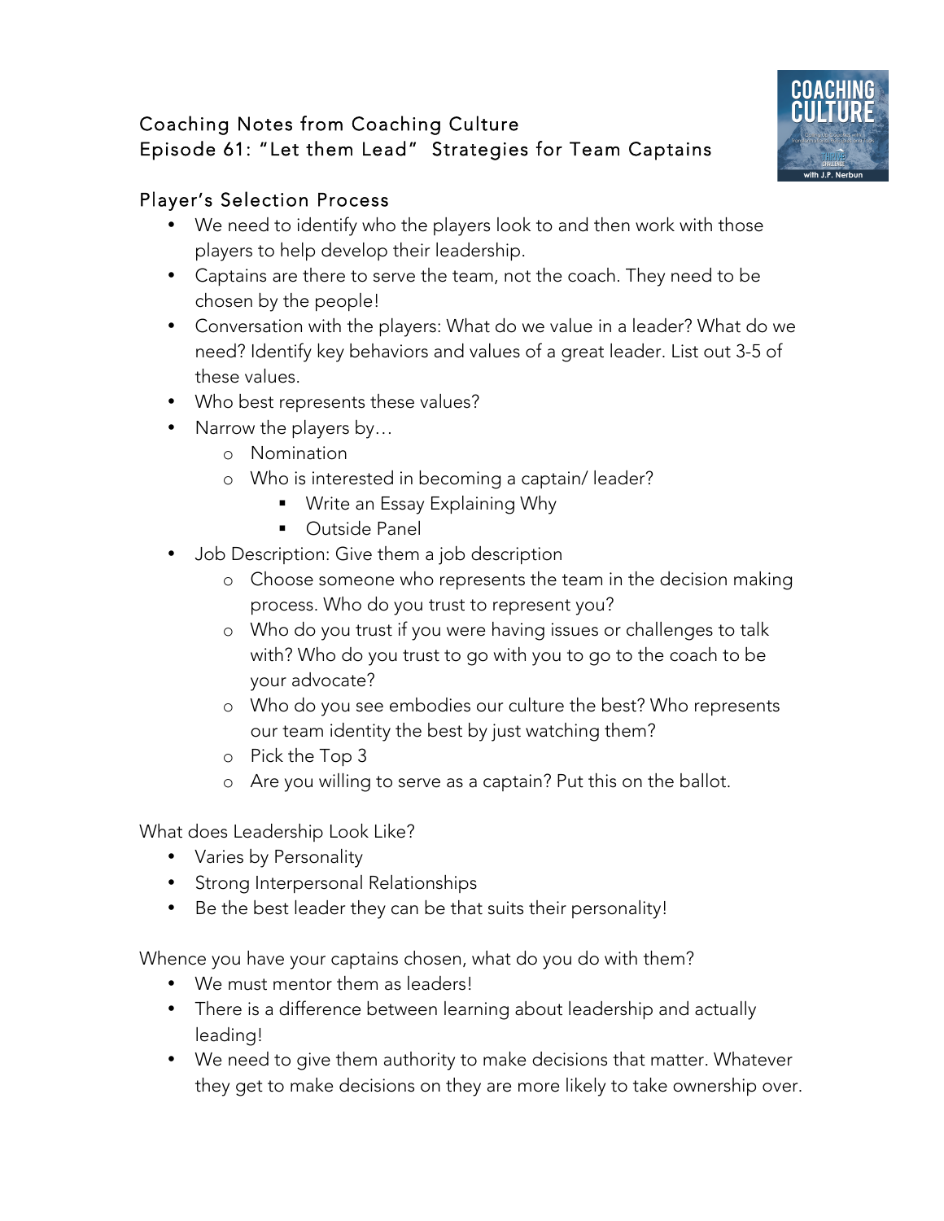# Coaching Notes from Coaching Culture
## Episode 61: "Let them Lead" Strategies for Team Captains

## Player's Selection Process

- We need to identify who the players look to and then work with those players to help develop their leadership.
- Captains are there to serve the team, not the coach. They need to be chosen by the people!
- Conversation with the players: What do we value in a leader? What do we need? Identify key behaviors and values of a great leader. List out 3-5 of these values.
- Who best represents these values?
- Narrow the players by…
  - Nomination
  - Who is interested in becoming a captain/ leader?
    - Write an Essay Explaining Why
    - Outside Panel
- Job Description: Give them a job description
  - Choose someone who represents the team in the decision making process. Who do you trust to represent you?
  - Who do you trust if you were having issues or challenges to talk with? Who do you trust to go with you to go to the coach to be your advocate?
  - Who do you see embodies our culture the best? Who represents our team identity the best by just watching them?
  - Pick the Top 3
  - Are you willing to serve as a captain? Put this on the ballot.

What does Leadership Look Like?

- Varies by Personality
- Strong Interpersonal Relationships
- Be the best leader they can be that suits their personality!

Whence you have your captains chosen, what do you do with them?

- We must mentor them as leaders!
- There is a difference between learning about leadership and actually leading!
- We need to give them authority to make decisions that matter. Whatever they get to make decisions on they are more likely to take ownership over.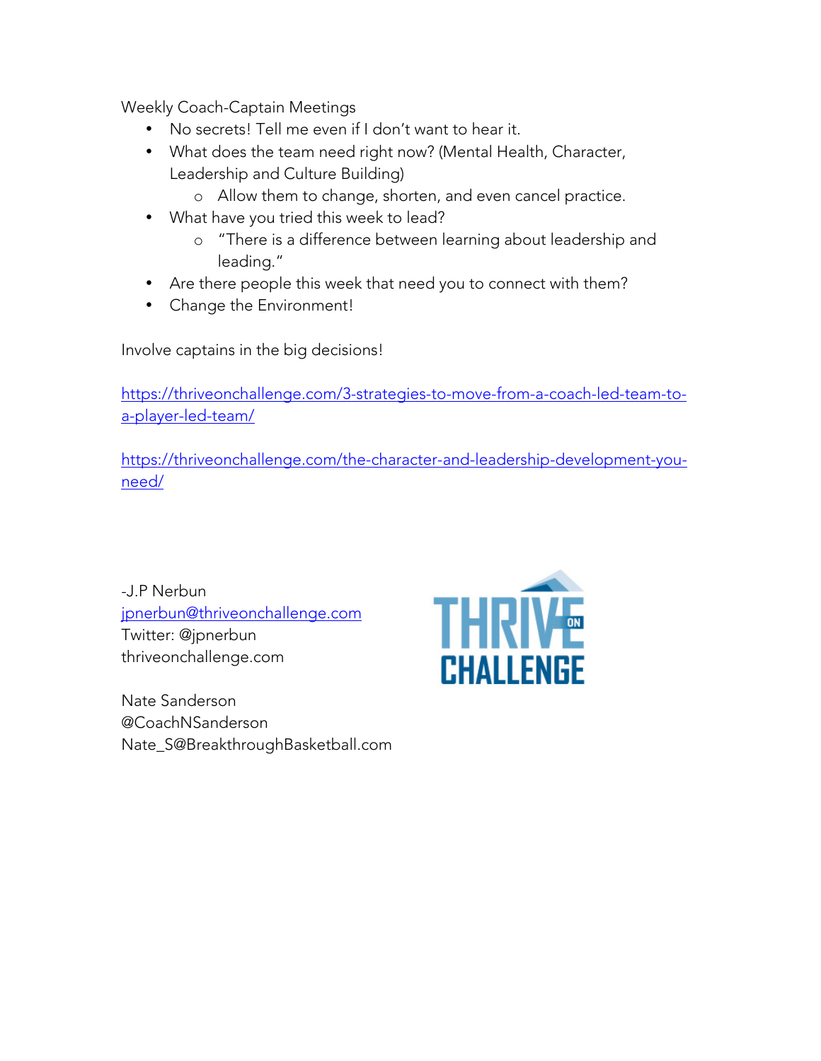Weekly Coach-Captain Meetings

- No secrets! Tell me even if I don't want to hear it.
- What does the team need right now? (Mental Health, Character, Leadership and Culture Building)
  - Allow them to change, shorten, and even cancel practice.
- What have you tried this week to lead?
  - "There is a difference between learning about leadership and leading."
- Are there people this week that need you to connect with them?
- Change the Environment!

Involve captains in the big decisions!

https://thriveonchallenge.com/3-strategies-to-move-from-a-coach-led-team-to-a-player-led-team/

https://thriveonchallenge.com/the-character-and-leadership-development-you-need/

-J.P Nerbun
jpnerbun@thriveonchallenge.com
Twitter: @jpnerbun
thriveonchallenge.com

THRIVE ON CHALLENGE

Nate Sanderson
@CoachNSanderson
Nate_S@BreakthroughBasketball.com